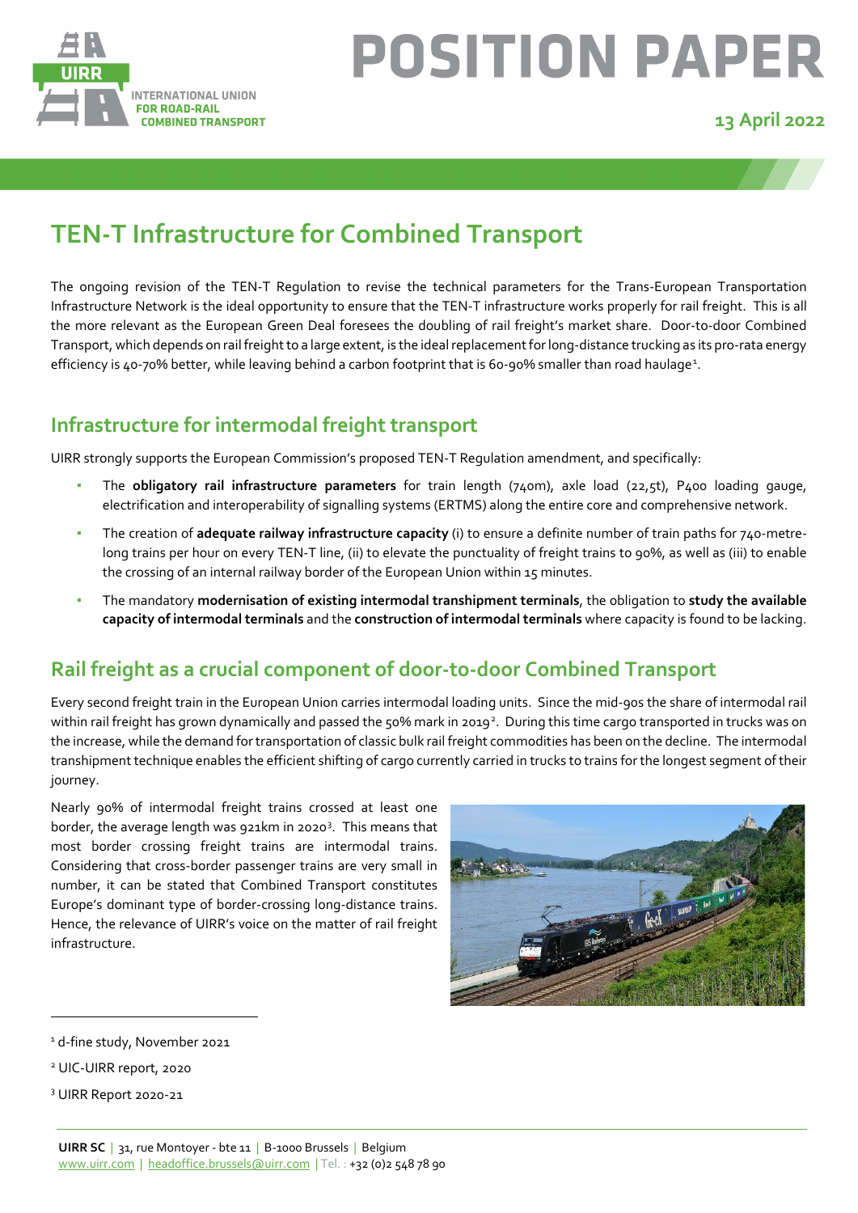# POSITION PAPER

**13 April 2022**

## TEN-T Infrastructure for Combined Transport

The ongoing revision of the TEN-T Regulation to revise the technical parameters for the Trans-European Transportation Infrastructure Network is the ideal opportunity to ensure that the TEN-T infrastructure works properly for rail freight. This is all the more relevant as the European Green Deal foresees the doubling of rail freight's market share. Door-to-door Combined Transport, which depends on rail freight to a large extent, is the ideal replacement for long-distance trucking as its pro-rata energy efficiency is 40-70% better, while leaving behind a carbon footprint that is 60-90% smaller than road haulage[1].

### Infrastructure for intermodal freight transport

UIRR strongly supports the European Commission's proposed TEN-T Regulation amendment, and specifically:

- The **obligatory rail infrastructure parameters** for train length (740m), axle load (22,5t), P400 loading gauge, electrification and interoperability of signalling systems (ERTMS) along the entire core and comprehensive network.
- The creation of **adequate railway infrastructure capacity** (i) to ensure a definite number of train paths for 740-metre-long trains per hour on every TEN-T line, (ii) to elevate the punctuality of freight trains to 90%, as well as (iii) to enable the crossing of an internal railway border of the European Union within 15 minutes.
- The mandatory **modernisation of existing intermodal transhipment terminals**, the obligation to **study the available capacity of intermodal terminals** and the **construction of intermodal terminals** where capacity is found to be lacking.

### Rail freight as a crucial component of door-to-door Combined Transport

Every second freight train in the European Union carries intermodal loading units. Since the mid-90s the share of intermodal rail within rail freight has grown dynamically and passed the 50% mark in 2019[2]. During this time cargo transported in trucks was on the increase, while the demand for transportation of classic bulk rail freight commodities has been on the decline. The intermodal transhipment technique enables the efficient shifting of cargo currently carried in trucks to trains for the longest segment of their journey.

Nearly 90% of intermodal freight trains crossed at least one border, the average length was 921km in 2020[3]. This means that most border crossing freight trains are intermodal trains. Considering that cross-border passenger trains are very small in number, it can be stated that Combined Transport constitutes Europe's dominant type of border-crossing long-distance trains. Hence, the relevance of UIRR's voice on the matter of rail freight infrastructure.

---

[1] d-fine study, November 2021

[2] UIC-UIRR report, 2020

[3] UIRR Report 2020-21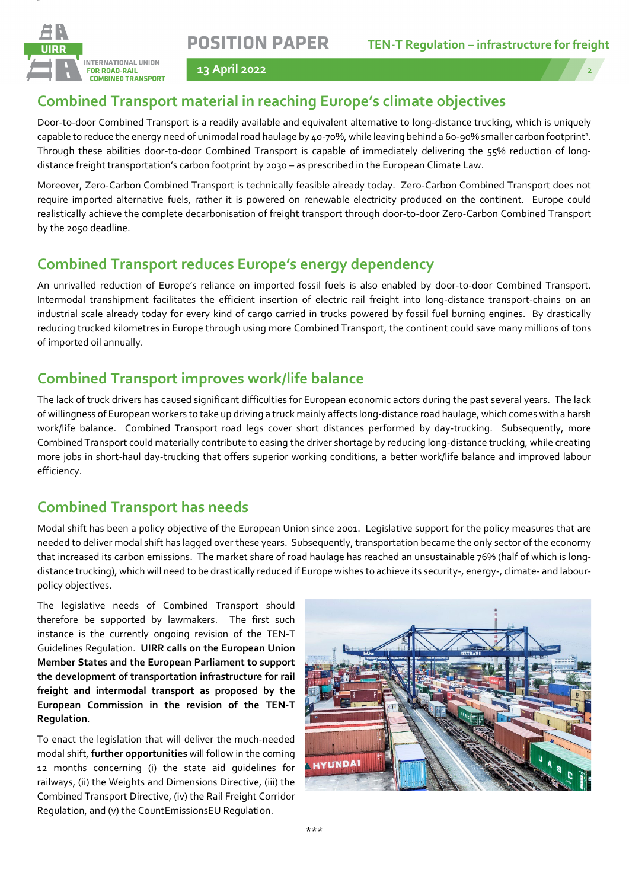## Combined Transport material in reaching Europe's climate objectives

Door-to-door Combined Transport is a readily available and equivalent alternative to long-distance trucking, which is uniquely capable to reduce the energy need of unimodal road haulage by 40-70%, while leaving behind a 60-90% smaller carbon footprint[1]. Through these abilities door-to-door Combined Transport is capable of immediately delivering the 55% reduction of long-distance freight transportation's carbon footprint by 2030 – as prescribed in the European Climate Law.

Moreover, Zero-Carbon Combined Transport is technically feasible already today. Zero-Carbon Combined Transport does not require imported alternative fuels, rather it is powered on renewable electricity produced on the continent. Europe could realistically achieve the complete decarbonisation of freight transport through door-to-door Zero-Carbon Combined Transport by the 2050 deadline.

## Combined Transport reduces Europe's energy dependency

An unrivalled reduction of Europe's reliance on imported fossil fuels is also enabled by door-to-door Combined Transport. Intermodal transhipment facilitates the efficient insertion of electric rail freight into long-distance transport-chains on an industrial scale already today for every kind of cargo carried in trucks powered by fossil fuel burning engines. By drastically reducing trucked kilometres in Europe through using more Combined Transport, the continent could save many millions of tons of imported oil annually.

## Combined Transport improves work/life balance

The lack of truck drivers has caused significant difficulties for European economic actors during the past several years. The lack of willingness of European workers to take up driving a truck mainly affects long-distance road haulage, which comes with a harsh work/life balance. Combined Transport road legs cover short distances performed by day-trucking. Subsequently, more Combined Transport could materially contribute to easing the driver shortage by reducing long-distance trucking, while creating more jobs in short-haul day-trucking that offers superior working conditions, a better work/life balance and improved labour efficiency.

## Combined Transport has needs

Modal shift has been a policy objective of the European Union since 2001. Legislative support for the policy measures that are needed to deliver modal shift has lagged over these years. Subsequently, transportation became the only sector of the economy that increased its carbon emissions. The market share of road haulage has reached an unsustainable 76% (half of which is long-distance trucking), which will need to be drastically reduced if Europe wishes to achieve its security-, energy-, climate- and labour-policy objectives.

The legislative needs of Combined Transport should therefore be supported by lawmakers. The first such instance is the currently ongoing revision of the TEN-T Guidelines Regulation. **UIRR calls on the European Union Member States and the European Parliament to support the development of transportation infrastructure for rail freight and intermodal transport as proposed by the European Commission in the revision of the TEN-T Regulation**.

To enact the legislation that will deliver the much-needed modal shift, **further opportunities** will follow in the coming 12 months concerning (i) the state aid guidelines for railways, (ii) the Weights and Dimensions Directive, (iii) the Combined Transport Directive, (iv) the Rail Freight Corridor Regulation, and (v) the CountEmissionsEU Regulation.

\*\*\*